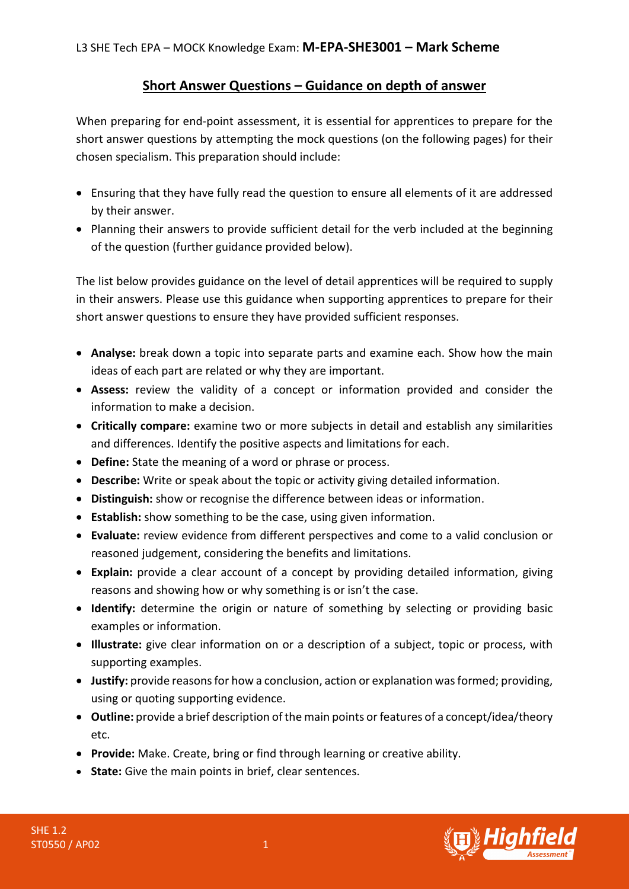L3 SHE Tech EPA – MOCK Knowledge Exam: **M-EPA-SHE3001 – Mark Scheme**

## Short Answer Questions – Guidance on depth of answer

When preparing for end-point assessment, it is essential for apprentices to prepare for the short answer questions by attempting the mock questions (on the following pages) for their chosen specialism. This preparation should include:

- Ensuring that they have fully read the question to ensure all elements of it are addressed by their answer.
- Planning their answers to provide sufficient detail for the verb included at the beginning of the question (further guidance provided below).

The list below provides guidance on the level of detail apprentices will be required to supply in their answers. Please use this guidance when supporting apprentices to prepare for their short answer questions to ensure they have provided sufficient responses.

- **Analyse:** break down a topic into separate parts and examine each. Show how the main ideas of each part are related or why they are important.
- **Assess:** review the validity of a concept or information provided and consider the information to make a decision.
- **Critically compare:** examine two or more subjects in detail and establish any similarities and differences. Identify the positive aspects and limitations for each.
- **Define:** State the meaning of a word or phrase or process.
- **Describe:** Write or speak about the topic or activity giving detailed information.
- **Distinguish:** show or recognise the difference between ideas or information.
- **Establish:** show something to be the case, using given information.
- **Evaluate:** review evidence from different perspectives and come to a valid conclusion or reasoned judgement, considering the benefits and limitations.
- **Explain:** provide a clear account of a concept by providing detailed information, giving reasons and showing how or why something is or isn't the case.
- **Identify:** determine the origin or nature of something by selecting or providing basic examples or information.
- **Illustrate:** give clear information on or a description of a subject, topic or process, with supporting examples.
- **Justify:** provide reasons for how a conclusion, action or explanation was formed; providing, using or quoting supporting evidence.
- **Outline:** provide a brief description of the main points or features of a concept/idea/theory etc.
- **Provide:** Make. Create, bring or find through learning or creative ability.
- **State:** Give the main points in brief, clear sentences.

SHE 1.2
ST0550 / AP02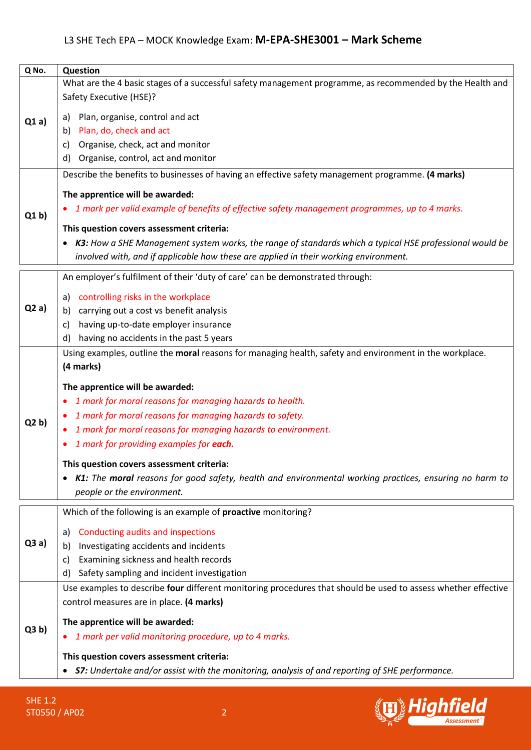# L3 SHE Tech EPA – MOCK Knowledge Exam: **M-EPA-SHE3001 – Mark Scheme**

| Q No. | Question |
|---|---|
| **Q1 a)** | What are the 4 basic stages of a successful safety management programme, as recommended by the Health and Safety Executive (HSE)?<br><br>a) Plan, organise, control and act<br>b) Plan, do, check and act<br>c) Organise, check, act and monitor<br>d) Organise, control, act and monitor |
| **Q1 b)** | Describe the benefits to businesses of having an effective safety management programme. **(4 marks)**<br><br>**The apprentice will be awarded:**<br>• *1 mark per valid example of benefits of effective safety management programmes, up to 4 marks.*<br><br>**This question covers assessment criteria:**<br>• ***K3:*** *How a SHE Management system works, the range of standards which a typical HSE professional would be involved with, and if applicable how these are applied in their working environment.* |

| Q No. | Question |
|---|---|
| **Q2 a)** | An employer's fulfilment of their 'duty of care' can be demonstrated through:<br><br>a) controlling risks in the workplace<br>b) carrying out a cost vs benefit analysis<br>c) having up-to-date employer insurance<br>d) having no accidents in the past 5 years |
| **Q2 b)** | Using examples, outline the **moral** reasons for managing health, safety and environment in the workplace. **(4 marks)**<br><br>**The apprentice will be awarded:**<br>• *1 mark for moral reasons for managing hazards to health.*<br>• *1 mark for moral reasons for managing hazards to safety.*<br>• *1 mark for moral reasons for managing hazards to environment.*<br>• *1 mark for providing examples for **each**.*<br><br>**This question covers assessment criteria:**<br>• ***K1:*** *The **moral** reasons for good safety, health and environmental working practices, ensuring no harm to people or the environment.* |

| Q No. | Question |
|---|---|
| **Q3 a)** | Which of the following is an example of **proactive** monitoring?<br><br>a) Conducting audits and inspections<br>b) Investigating accidents and incidents<br>c) Examining sickness and health records<br>d) Safety sampling and incident investigation |
| **Q3 b)** | Use examples to describe **four** different monitoring procedures that should be used to assess whether effective control measures are in place. **(4 marks)**<br><br>**The apprentice will be awarded:**<br>• *1 mark per valid monitoring procedure, up to 4 marks.*<br><br>**This question covers assessment criteria:**<br>• ***S7:*** *Undertake and/or assist with the monitoring, analysis of and reporting of SHE performance.* |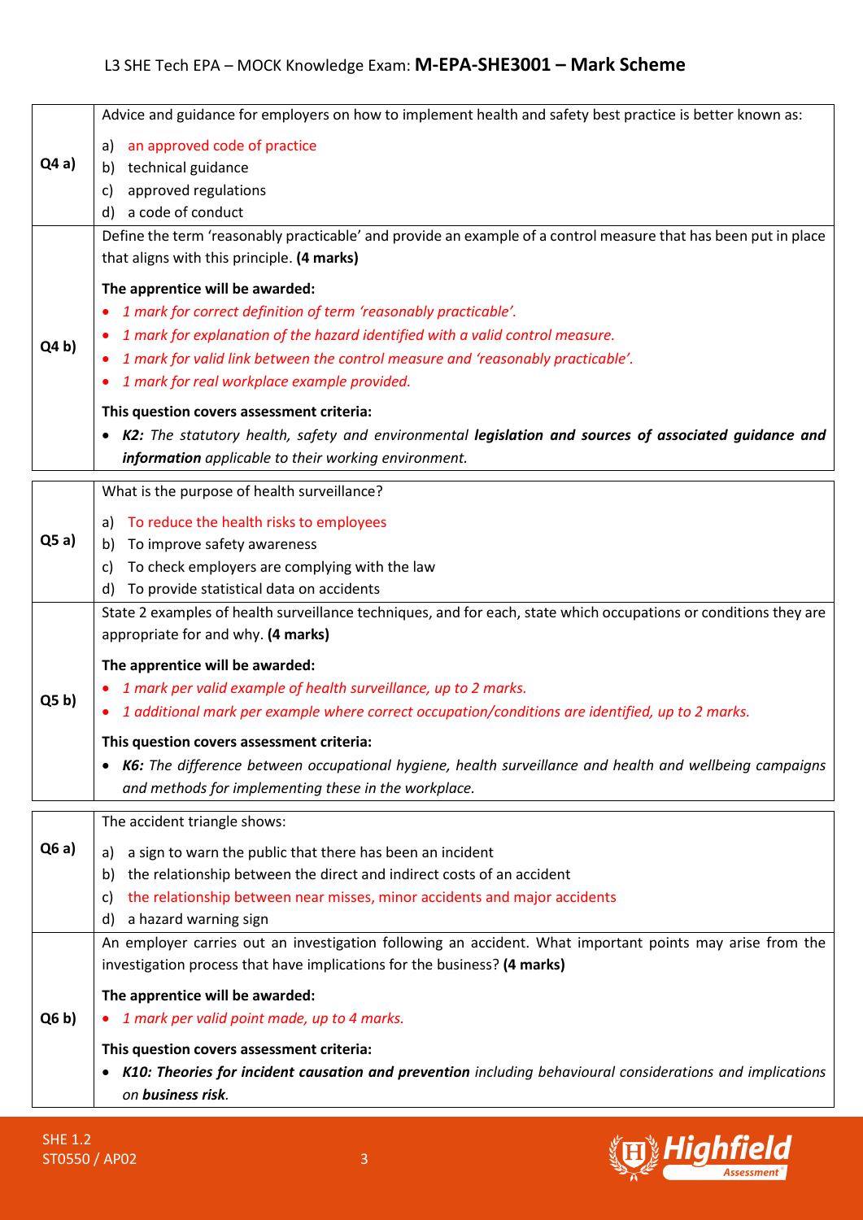| | |
|---|---|
| **Q4 a)** | Advice and guidance for employers on how to implement health and safety best practice is better known as:<br><br>a) an approved code of practice<br>b) technical guidance<br>c) approved regulations<br>d) a code of conduct |
| **Q4 b)** | Define the term 'reasonably practicable' and provide an example of a control measure that has been put in place that aligns with this principle. **(4 marks)**<br><br>**The apprentice will be awarded:**<br>• *1 mark for correct definition of term 'reasonably practicable'.*<br>• *1 mark for explanation of the hazard identified with a valid control measure.*<br>• *1 mark for valid link between the control measure and 'reasonably practicable'.*<br>• *1 mark for real workplace example provided.*<br><br>**This question covers assessment criteria:**<br>• ***K2:*** *The statutory health, safety and environmental* ***legislation and sources of associated guidance and information*** *applicable to their working environment.* |

| | |
|---|---|
| **Q5 a)** | What is the purpose of health surveillance?<br><br>a) To reduce the health risks to employees<br>b) To improve safety awareness<br>c) To check employers are complying with the law<br>d) To provide statistical data on accidents |
| **Q5 b)** | State 2 examples of health surveillance techniques, and for each, state which occupations or conditions they are appropriate for and why. **(4 marks)**<br><br>**The apprentice will be awarded:**<br>• *1 mark per valid example of health surveillance, up to 2 marks.*<br>• *1 additional mark per example where correct occupation/conditions are identified, up to 2 marks.*<br><br>**This question covers assessment criteria:**<br>• ***K6:*** *The difference between occupational hygiene, health surveillance and health and wellbeing campaigns and methods for implementing these in the workplace.* |

| | |
|---|---|
| **Q6 a)** | The accident triangle shows:<br><br>a) a sign to warn the public that there has been an incident<br>b) the relationship between the direct and indirect costs of an accident<br>c) the relationship between near misses, minor accidents and major accidents<br>d) a hazard warning sign |
| **Q6 b)** | An employer carries out an investigation following an accident. What important points may arise from the investigation process that have implications for the business? **(4 marks)**<br><br>**The apprentice will be awarded:**<br>• *1 mark per valid point made, up to 4 marks.*<br><br>**This question covers assessment criteria:**<br>• ***K10: Theories for incident causation and prevention*** *including behavioural considerations and implications on* ***business risk****.* |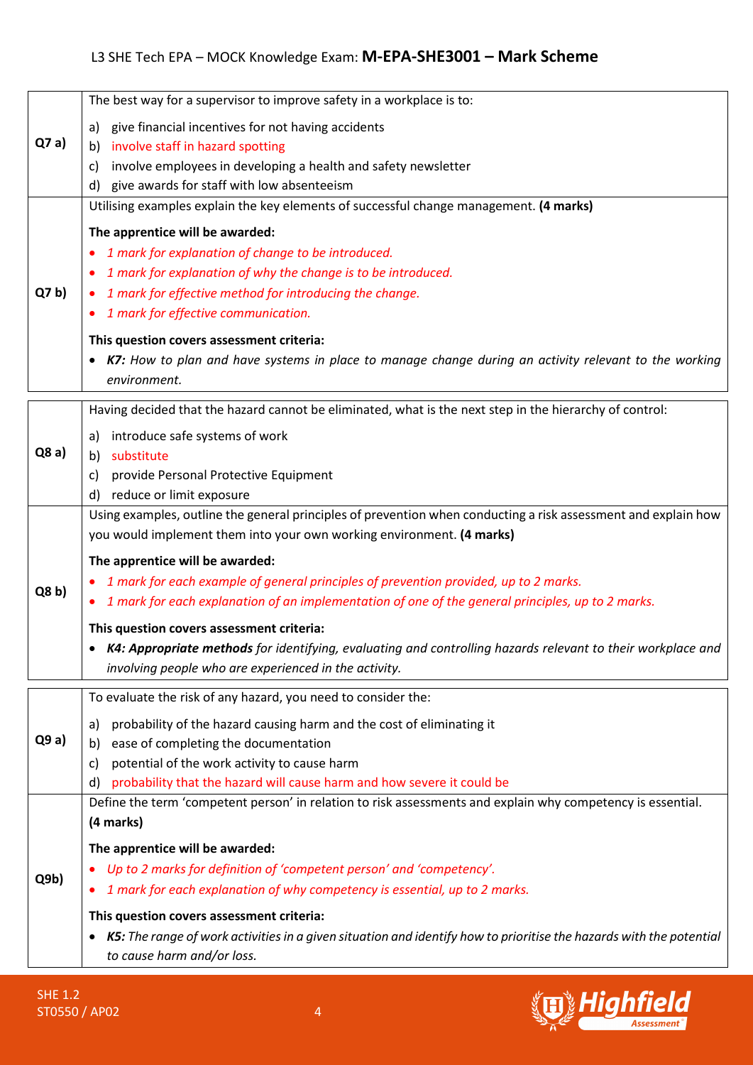| | |
|---|---|
| **Q7 a)** | The best way for a supervisor to improve safety in a workplace is to:<br><br>a) give financial incentives for not having accidents<br>b) involve staff in hazard spotting<br>c) involve employees in developing a health and safety newsletter<br>d) give awards for staff with low absenteeism |
| **Q7 b)** | Utilising examples explain the key elements of successful change management. **(4 marks)**<br><br>**The apprentice will be awarded:**<br>• *1 mark for explanation of change to be introduced.*<br>• *1 mark for explanation of why the change is to be introduced.*<br>• *1 mark for effective method for introducing the change.*<br>• *1 mark for effective communication.*<br><br>**This question covers assessment criteria:**<br>• ***K7:*** *How to plan and have systems in place to manage change during an activity relevant to the working environment.* |

| | |
|---|---|
| **Q8 a)** | Having decided that the hazard cannot be eliminated, what is the next step in the hierarchy of control:<br><br>a) introduce safe systems of work<br>b) substitute<br>c) provide Personal Protective Equipment<br>d) reduce or limit exposure |
| **Q8 b)** | Using examples, outline the general principles of prevention when conducting a risk assessment and explain how you would implement them into your own working environment. **(4 marks)**<br><br>**The apprentice will be awarded:**<br>• *1 mark for each example of general principles of prevention provided, up to 2 marks.*<br>• *1 mark for each explanation of an implementation of one of the general principles, up to 2 marks.*<br><br>**This question covers assessment criteria:**<br>• ***K4: Appropriate methods*** *for identifying, evaluating and controlling hazards relevant to their workplace and involving people who are experienced in the activity.* |

| | |
|---|---|
| **Q9 a)** | To evaluate the risk of any hazard, you need to consider the:<br><br>a) probability of the hazard causing harm and the cost of eliminating it<br>b) ease of completing the documentation<br>c) potential of the work activity to cause harm<br>d) probability that the hazard will cause harm and how severe it could be |
| **Q9b)** | Define the term 'competent person' in relation to risk assessments and explain why competency is essential. **(4 marks)**<br><br>**The apprentice will be awarded:**<br>• *Up to 2 marks for definition of 'competent person' and 'competency'.*<br>• *1 mark for each explanation of why competency is essential, up to 2 marks.*<br><br>**This question covers assessment criteria:**<br>• ***K5:*** *The range of work activities in a given situation and identify how to prioritise the hazards with the potential to cause harm and/or loss.* |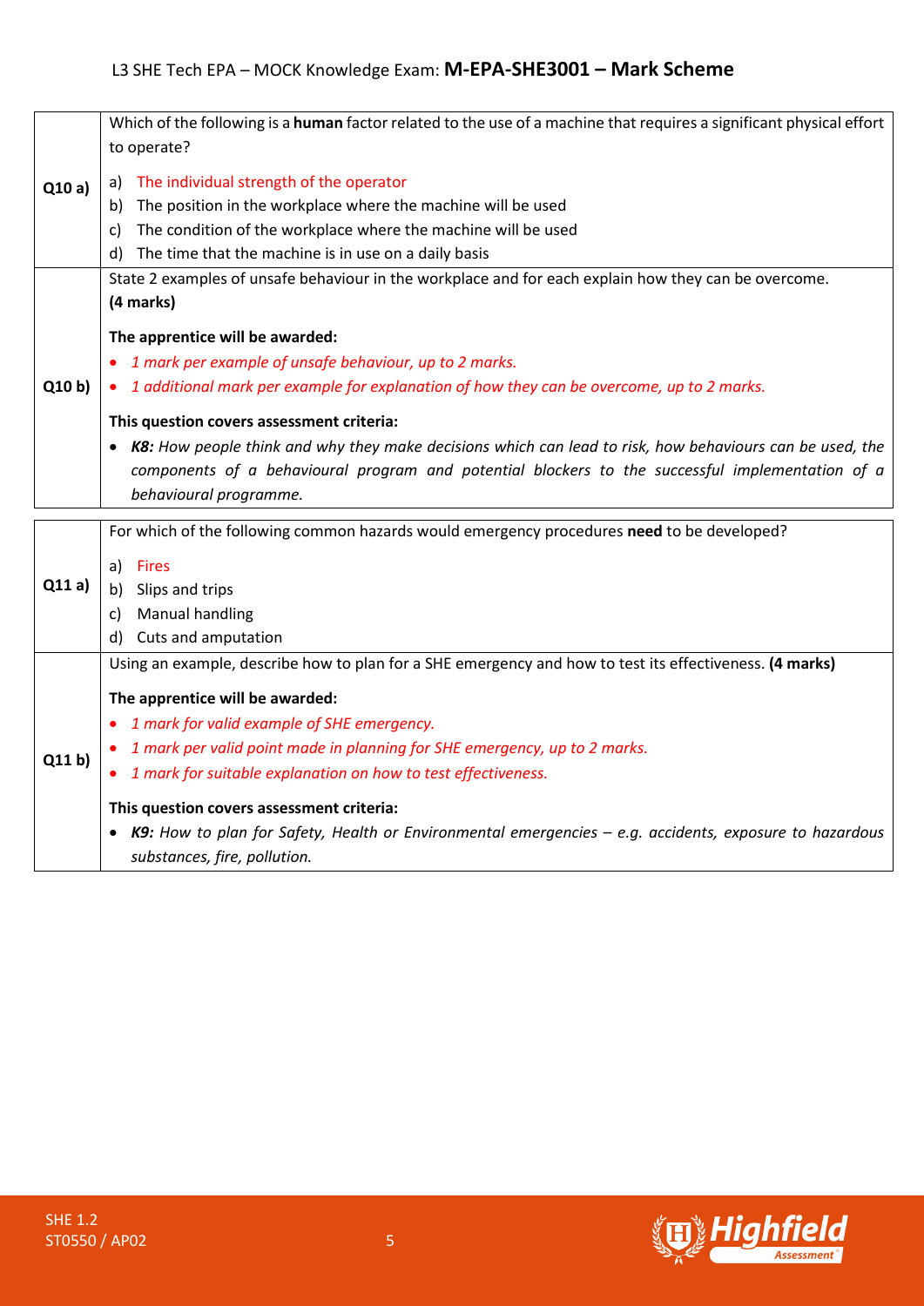| | |
|---|---|
| **Q10 a)** | Which of the following is a **human** factor related to the use of a machine that requires a significant physical effort to operate?<br><br>a) The individual strength of the operator<br>b) The position in the workplace where the machine will be used<br>c) The condition of the workplace where the machine will be used<br>d) The time that the machine is in use on a daily basis |
| **Q10 b)** | State 2 examples of unsafe behaviour in the workplace and for each explain how they can be overcome. **(4 marks)**<br><br>**The apprentice will be awarded:**<br>• *1 mark per example of unsafe behaviour, up to 2 marks.*<br>• *1 additional mark per example for explanation of how they can be overcome, up to 2 marks.*<br><br>**This question covers assessment criteria:**<br>• ***K8:*** *How people think and why they make decisions which can lead to risk, how behaviours can be used, the components of a behavioural program and potential blockers to the successful implementation of a behavioural programme.* |

| | |
|---|---|
| **Q11 a)** | For which of the following common hazards would emergency procedures **need** to be developed?<br><br>a) Fires<br>b) Slips and trips<br>c) Manual handling<br>d) Cuts and amputation |
| **Q11 b)** | Using an example, describe how to plan for a SHE emergency and how to test its effectiveness. **(4 marks)**<br><br>**The apprentice will be awarded:**<br>• *1 mark for valid example of SHE emergency.*<br>• *1 mark per valid point made in planning for SHE emergency, up to 2 marks.*<br>• *1 mark for suitable explanation on how to test effectiveness.*<br><br>**This question covers assessment criteria:**<br>• ***K9:*** *How to plan for Safety, Health or Environmental emergencies – e.g. accidents, exposure to hazardous substances, fire, pollution.* |